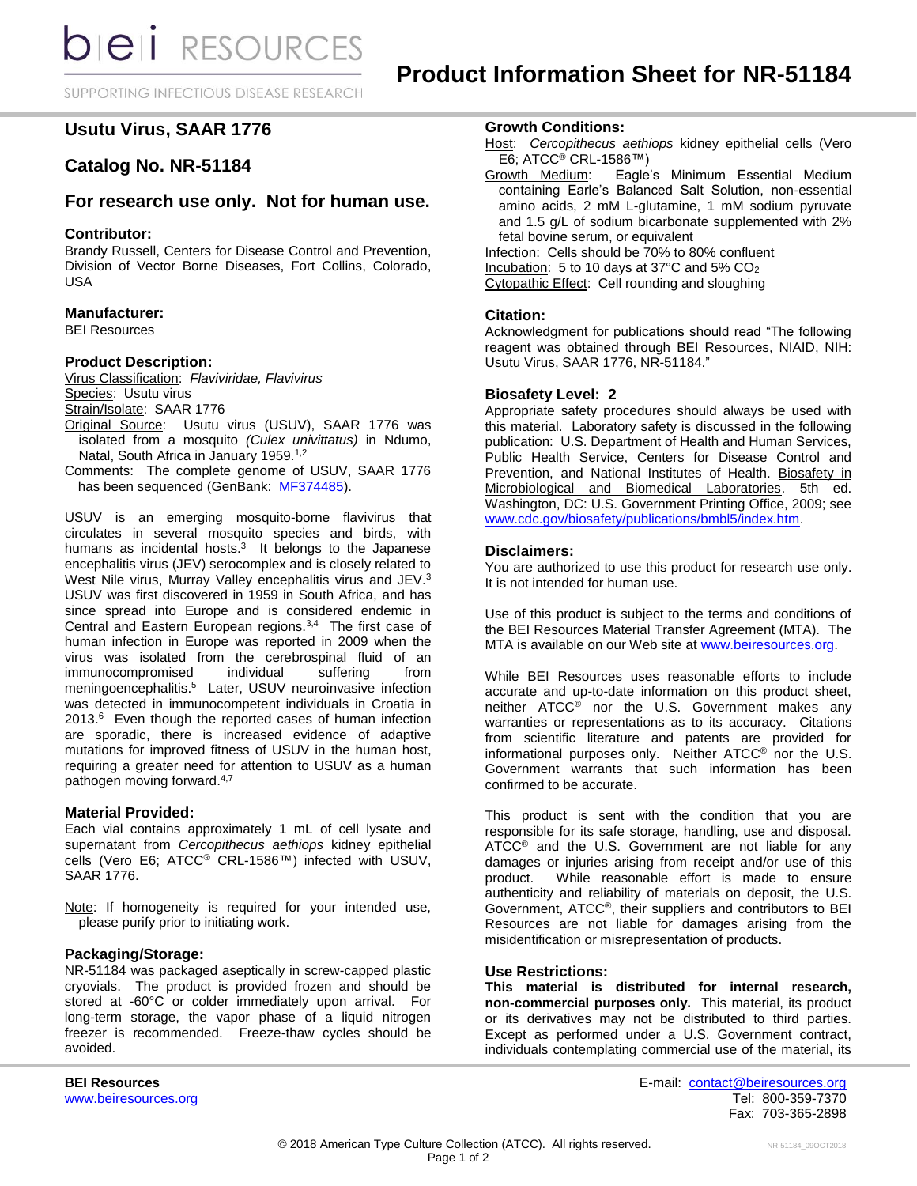# Product Information Sheet for NR-51184

## Usutu Virus, SAAR 1776

## Catalog No. NR-51184

## For research use only. Not for human use.

### Contributor:

Brandy Russell, Centers for Disease Control and Prevention, Division of Vector Borne Diseases, Fort Collins, Colorado, USA

### Manufacturer:

BEI Resources

### Product Description:

Virus Classification: *Flaviviridae, Flavivirus*
Species: Usutu virus
Strain/Isolate: SAAR 1776
Original Source: Usutu virus (USUV), SAAR 1776 was isolated from a mosquito *(Culex univittatus)* in Ndumo, Natal, South Africa in January 1959.[1,2]
Comments: The complete genome of USUV, SAAR 1776 has been sequenced (GenBank: MF374485).

USUV is an emerging mosquito-borne flavivirus that circulates in several mosquito species and birds, with humans as incidental hosts.[3] It belongs to the Japanese encephalitis virus (JEV) serocomplex and is closely related to West Nile virus, Murray Valley encephalitis virus and JEV.[3] USUV was first discovered in 1959 in South Africa, and has since spread into Europe and is considered endemic in Central and Eastern European regions.[3,4] The first case of human infection in Europe was reported in 2009 when the virus was isolated from the cerebrospinal fluid of an immunocompromised individual suffering from meningoencephalitis.[5] Later, USUV neuroinvasive infection was detected in immunocompetent individuals in Croatia in 2013.[6] Even though the reported cases of human infection are sporadic, there is increased evidence of adaptive mutations for improved fitness of USUV in the human host, requiring a greater need for attention to USUV as a human pathogen moving forward.[4,7]

### Material Provided:

Each vial contains approximately 1 mL of cell lysate and supernatant from *Cercopithecus aethiops* kidney epithelial cells (Vero E6; ATCC® CRL-1586™) infected with USUV, SAAR 1776.

Note: If homogeneity is required for your intended use, please purify prior to initiating work.

### Packaging/Storage:

NR-51184 was packaged aseptically in screw-capped plastic cryovials. The product is provided frozen and should be stored at -60°C or colder immediately upon arrival. For long-term storage, the vapor phase of a liquid nitrogen freezer is recommended. Freeze-thaw cycles should be avoided.

### Growth Conditions:

Host: *Cercopithecus aethiops* kidney epithelial cells (Vero E6; ATCC® CRL-1586™)
Growth Medium: Eagle's Minimum Essential Medium containing Earle's Balanced Salt Solution, non-essential amino acids, 2 mM L-glutamine, 1 mM sodium pyruvate and 1.5 g/L of sodium bicarbonate supplemented with 2% fetal bovine serum, or equivalent
Infection: Cells should be 70% to 80% confluent
Incubation: 5 to 10 days at 37°C and 5% $CO_2$
Cytopathic Effect: Cell rounding and sloughing

### Citation:

Acknowledgment for publications should read "The following reagent was obtained through BEI Resources, NIAID, NIH: Usutu Virus, SAAR 1776, NR-51184."

### Biosafety Level: 2

Appropriate safety procedures should always be used with this material. Laboratory safety is discussed in the following publication: U.S. Department of Health and Human Services, Public Health Service, Centers for Disease Control and Prevention, and National Institutes of Health. Biosafety in Microbiological and Biomedical Laboratories. 5th ed. Washington, DC: U.S. Government Printing Office, 2009; see www.cdc.gov/biosafety/publications/bmbl5/index.htm.

### Disclaimers:

You are authorized to use this product for research use only. It is not intended for human use.

Use of this product is subject to the terms and conditions of the BEI Resources Material Transfer Agreement (MTA). The MTA is available on our Web site at www.beiresources.org.

While BEI Resources uses reasonable efforts to include accurate and up-to-date information on this product sheet, neither ATCC® nor the U.S. Government makes any warranties or representations as to its accuracy. Citations from scientific literature and patents are provided for informational purposes only. Neither ATCC® nor the U.S. Government warrants that such information has been confirmed to be accurate.

This product is sent with the condition that you are responsible for its safe storage, handling, use and disposal. ATCC® and the U.S. Government are not liable for any damages or injuries arising from receipt and/or use of this product. While reasonable effort is made to ensure authenticity and reliability of materials on deposit, the U.S. Government, ATCC®, their suppliers and contributors to BEI Resources are not liable for damages arising from the misidentification or misrepresentation of products.

### Use Restrictions:

**This material is distributed for internal research, non-commercial purposes only.** This material, its product or its derivatives may not be distributed to third parties. Except as performed under a U.S. Government contract, individuals contemplating commercial use of the material, its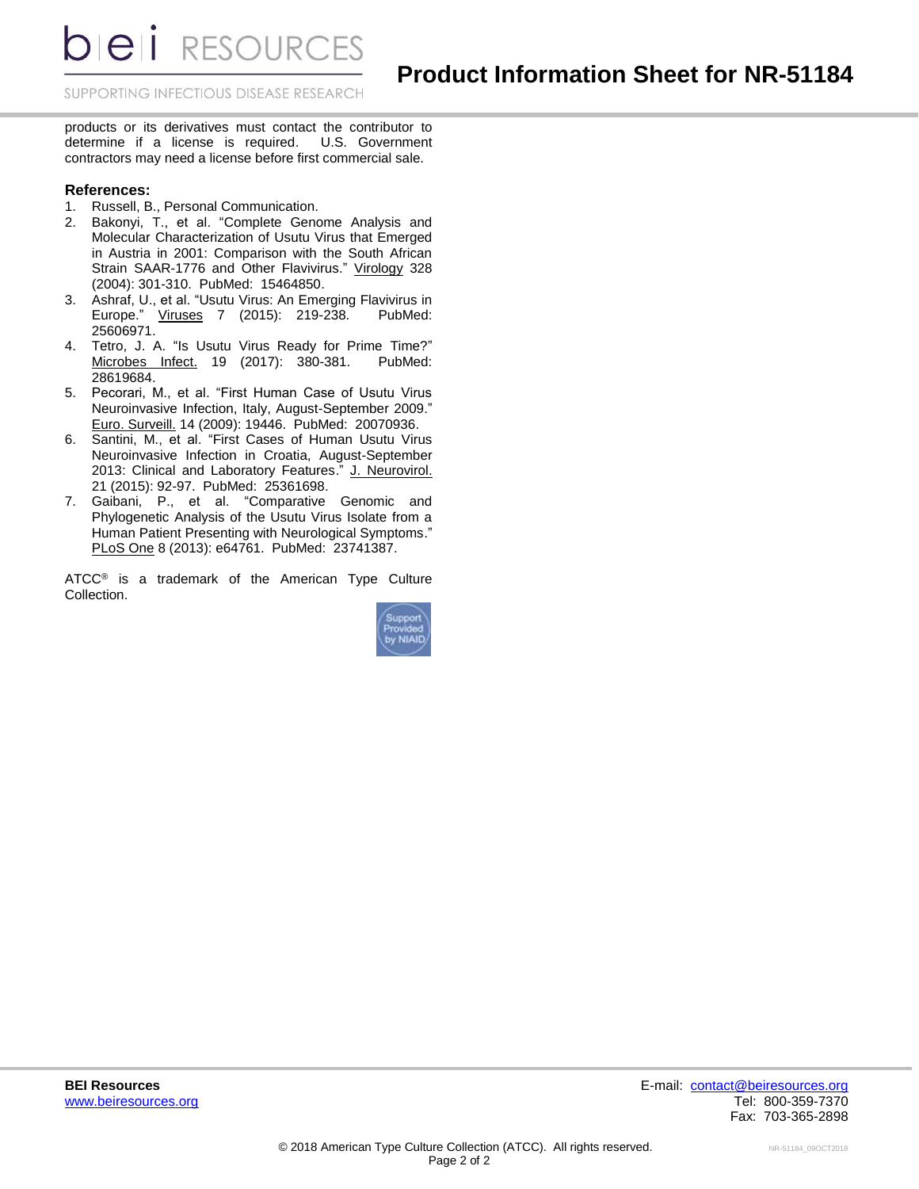products or its derivatives must contact the contributor to determine if a license is required. U.S. Government contractors may need a license before first commercial sale.

**References:**

1. Russell, B., Personal Communication.
2. Bakonyi, T., et al. "Complete Genome Analysis and Molecular Characterization of Usutu Virus that Emerged in Austria in 2001: Comparison with the South African Strain SAAR-1776 and Other Flavivirus." Virology 328 (2004): 301-310. PubMed: 15464850.
3. Ashraf, U., et al. "Usutu Virus: An Emerging Flavivirus in Europe." Viruses 7 (2015): 219-238. PubMed: 25606971.
4. Tetro, J. A. "Is Usutu Virus Ready for Prime Time?" Microbes Infect. 19 (2017): 380-381. PubMed: 28619684.
5. Pecorari, M., et al. "First Human Case of Usutu Virus Neuroinvasive Infection, Italy, August-September 2009." Euro. Surveill. 14 (2009): 19446. PubMed: 20070936.
6. Santini, M., et al. "First Cases of Human Usutu Virus Neuroinvasive Infection in Croatia, August-September 2013: Clinical and Laboratory Features." J. Neurovirol. 21 (2015): 92-97. PubMed: 25361698.
7. Gaibani, P., et al. "Comparative Genomic and Phylogenetic Analysis of the Usutu Virus Isolate from a Human Patient Presenting with Neurological Symptoms." PLoS One 8 (2013): e64761. PubMed: 23741387.

ATCC® is a trademark of the American Type Culture Collection.

Support Provided by NIAID